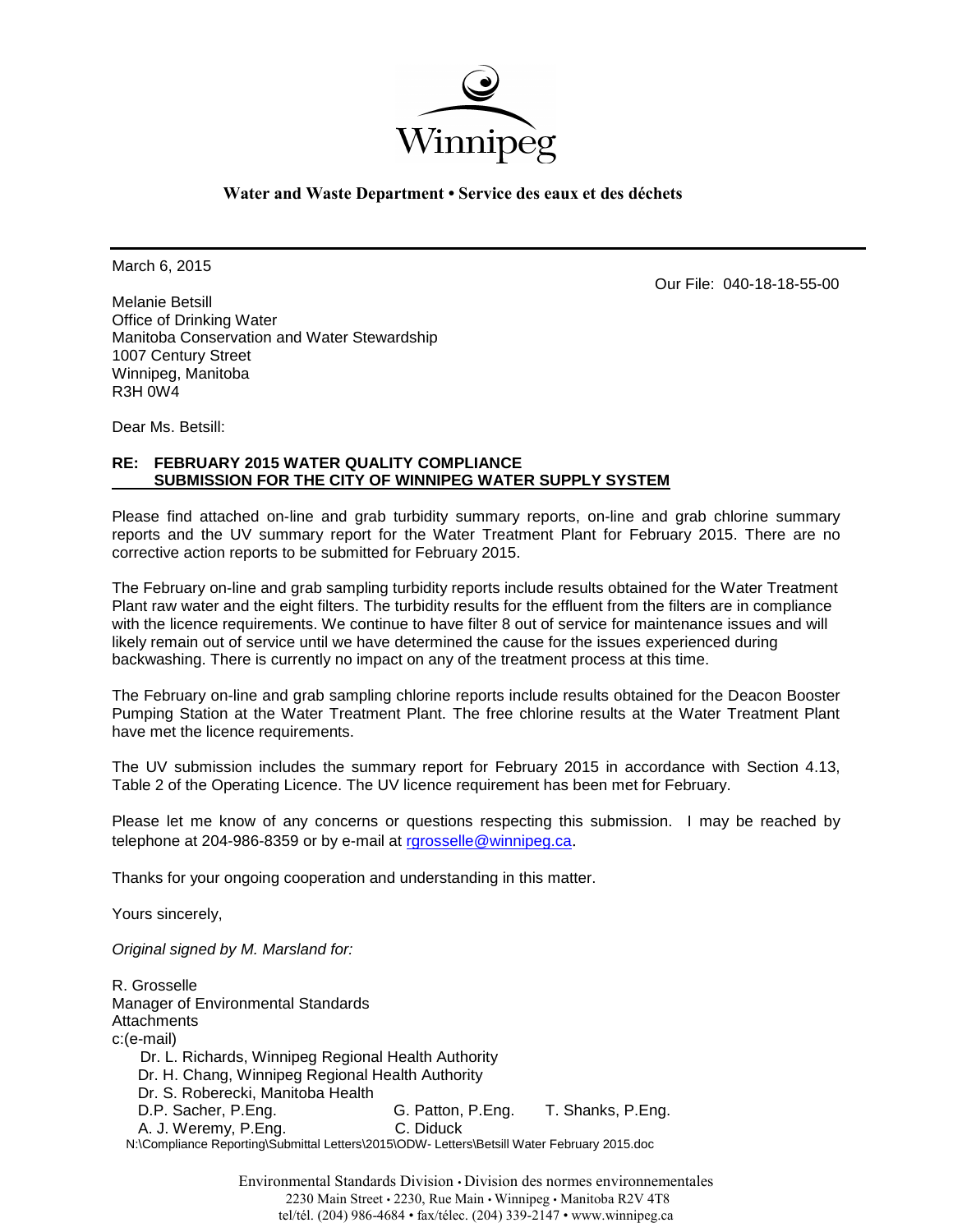Winnipeg

**Water and Waste Department • Service des eaux et des déchets**

March 6, 2015

Our File: 040-18-18-55-00

Melanie Betsill
Office of Drinking Water
Manitoba Conservation and Water Stewardship
1007 Century Street
Winnipeg, Manitoba
R3H 0W4

Dear Ms. Betsill:

**RE: FEBRUARY 2015 WATER QUALITY COMPLIANCE SUBMISSION FOR THE CITY OF WINNIPEG WATER SUPPLY SYSTEM**

Please find attached on-line and grab turbidity summary reports, on-line and grab chlorine summary reports and the UV summary report for the Water Treatment Plant for February 2015. There are no corrective action reports to be submitted for February 2015.

The February on-line and grab sampling turbidity reports include results obtained for the Water Treatment Plant raw water and the eight filters. The turbidity results for the effluent from the filters are in compliance with the licence requirements. We continue to have filter 8 out of service for maintenance issues and will likely remain out of service until we have determined the cause for the issues experienced during backwashing. There is currently no impact on any of the treatment process at this time.

The February on-line and grab sampling chlorine reports include results obtained for the Deacon Booster Pumping Station at the Water Treatment Plant. The free chlorine results at the Water Treatment Plant have met the licence requirements.

The UV submission includes the summary report for February 2015 in accordance with Section 4.13, Table 2 of the Operating Licence. The UV licence requirement has been met for February.

Please let me know of any concerns or questions respecting this submission. I may be reached by telephone at 204-986-8359 or by e-mail at rgrosselle@winnipeg.ca.

Thanks for your ongoing cooperation and understanding in this matter.

Yours sincerely,

*Original signed by M. Marsland for:*

R. Grosselle
Manager of Environmental Standards
Attachments
c:(e-mail)
Dr. L. Richards, Winnipeg Regional Health Authority
Dr. H. Chang, Winnipeg Regional Health Authority
Dr. S. Roberecki, Manitoba Health
D.P. Sacher, P.Eng. G. Patton, P.Eng. T. Shanks, P.Eng.
A. J. Weremy, P.Eng. C. Diduck

N:\Compliance Reporting\Submittal Letters\2015\ODW- Letters\Betsill Water February 2015.doc

Environmental Standards Division • Division des normes environnementales
2230 Main Street • 2230, Rue Main • Winnipeg • Manitoba R2V 4T8
tel/tél. (204) 986-4684 • fax/télec. (204) 339-2147 • www.winnipeg.ca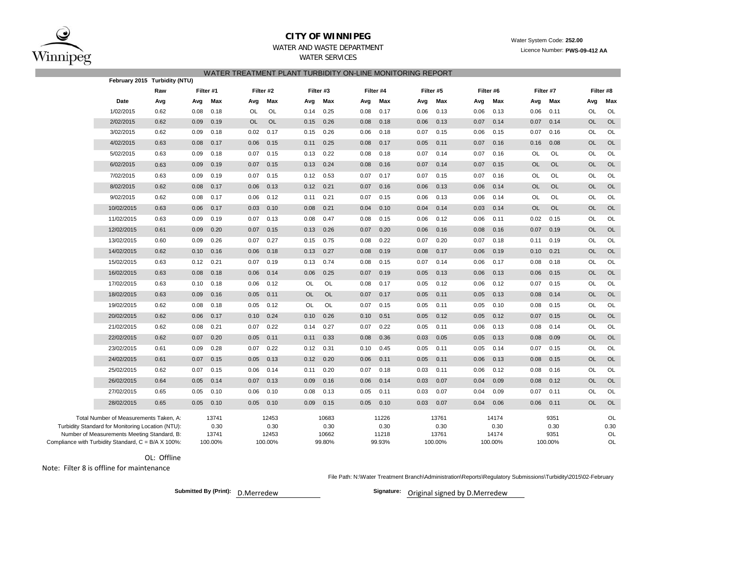**CITY OF WINNIPEG**

WATER AND WASTE DEPARTMENT

WATER SERVICES

Water System Code: **252.00**

Licence Number: **PWS-09-412 AA**

WATER TREATMENT PLANT TURBIDITY ON-LINE MONITORING REPORT

**February 2015 Turbidity (NTU)**

| | Raw | Filter #1 | | Filter #2 | | Filter #3 | | Filter #4 | | Filter #5 | | Filter #6 | | Filter #7 | | Filter #8 | |
|---|---|---|---|---|---|---|---|---|---|---|---|---|---|---|---|---|---|
| **Date** | **Avg** | **Avg** | **Max** | **Avg** | **Max** | **Avg** | **Max** | **Avg** | **Max** | **Avg** | **Max** | **Avg** | **Max** | **Avg** | **Max** | **Avg** | **Max** |
| 1/02/2015 | 0.62 | 0.08 | 0.18 | OL | OL | 0.14 | 0.25 | 0.08 | 0.17 | 0.06 | 0.13 | 0.06 | 0.13 | 0.06 | 0.11 | OL | OL |
| 2/02/2015 | 0.62 | 0.09 | 0.19 | OL | OL | 0.15 | 0.26 | 0.08 | 0.18 | 0.06 | 0.13 | 0.07 | 0.14 | 0.07 | 0.14 | OL | OL |
| 3/02/2015 | 0.62 | 0.09 | 0.18 | 0.02 | 0.17 | 0.15 | 0.26 | 0.06 | 0.18 | 0.07 | 0.15 | 0.06 | 0.15 | 0.07 | 0.16 | OL | OL |
| 4/02/2015 | 0.63 | 0.08 | 0.17 | 0.06 | 0.15 | 0.11 | 0.25 | 0.08 | 0.17 | 0.05 | 0.11 | 0.07 | 0.16 | 0.16 | 0.08 | OL | OL |
| 5/02/2015 | 0.63 | 0.09 | 0.18 | 0.07 | 0.15 | 0.13 | 0.22 | 0.08 | 0.18 | 0.07 | 0.14 | 0.07 | 0.16 | OL | OL | OL | OL |
| 6/02/2015 | 0.63 | 0.09 | 0.19 | 0.07 | 0.15 | 0.13 | 0.24 | 0.08 | 0.16 | 0.07 | 0.14 | 0.07 | 0.15 | OL | OL | OL | OL |
| 7/02/2015 | 0.63 | 0.09 | 0.19 | 0.07 | 0.15 | 0.12 | 0.53 | 0.07 | 0.17 | 0.07 | 0.15 | 0.07 | 0.16 | OL | OL | OL | OL |
| 8/02/2015 | 0.62 | 0.08 | 0.17 | 0.06 | 0.13 | 0.12 | 0.21 | 0.07 | 0.16 | 0.06 | 0.13 | 0.06 | 0.14 | OL | OL | OL | OL |
| 9/02/2015 | 0.62 | 0.08 | 0.17 | 0.06 | 0.12 | 0.11 | 0.21 | 0.07 | 0.15 | 0.06 | 0.13 | 0.06 | 0.14 | OL | OL | OL | OL |
| 10/02/2015 | 0.63 | 0.06 | 0.17 | 0.03 | 0.10 | 0.08 | 0.21 | 0.04 | 0.10 | 0.04 | 0.14 | 0.03 | 0.14 | OL | OL | OL | OL |
| 11/02/2015 | 0.63 | 0.09 | 0.19 | 0.07 | 0.13 | 0.08 | 0.47 | 0.08 | 0.15 | 0.06 | 0.12 | 0.06 | 0.11 | 0.02 | 0.15 | OL | OL |
| 12/02/2015 | 0.61 | 0.09 | 0.20 | 0.07 | 0.15 | 0.13 | 0.26 | 0.07 | 0.20 | 0.06 | 0.16 | 0.08 | 0.16 | 0.07 | 0.19 | OL | OL |
| 13/02/2015 | 0.60 | 0.09 | 0.26 | 0.07 | 0.27 | 0.15 | 0.75 | 0.08 | 0.22 | 0.07 | 0.20 | 0.07 | 0.18 | 0.11 | 0.19 | OL | OL |
| 14/02/2015 | 0.62 | 0.10 | 0.16 | 0.06 | 0.18 | 0.13 | 0.27 | 0.08 | 0.19 | 0.08 | 0.17 | 0.06 | 0.19 | 0.10 | 0.21 | OL | OL |
| 15/02/2015 | 0.63 | 0.12 | 0.21 | 0.07 | 0.19 | 0.13 | 0.74 | 0.08 | 0.15 | 0.07 | 0.14 | 0.06 | 0.17 | 0.08 | 0.18 | OL | OL |
| 16/02/2015 | 0.63 | 0.08 | 0.18 | 0.06 | 0.14 | 0.06 | 0.25 | 0.07 | 0.19 | 0.05 | 0.13 | 0.06 | 0.13 | 0.06 | 0.15 | OL | OL |
| 17/02/2015 | 0.63 | 0.10 | 0.18 | 0.06 | 0.12 | OL | OL | 0.08 | 0.17 | 0.05 | 0.12 | 0.06 | 0.12 | 0.07 | 0.15 | OL | OL |
| 18/02/2015 | 0.63 | 0.09 | 0.16 | 0.05 | 0.11 | OL | OL | 0.07 | 0.17 | 0.05 | 0.11 | 0.05 | 0.13 | 0.08 | 0.14 | OL | OL |
| 19/02/2015 | 0.62 | 0.08 | 0.18 | 0.05 | 0.12 | OL | OL | 0.07 | 0.15 | 0.05 | 0.11 | 0.05 | 0.10 | 0.08 | 0.15 | OL | OL |
| 20/02/2015 | 0.62 | 0.06 | 0.17 | 0.10 | 0.24 | 0.10 | 0.26 | 0.10 | 0.51 | 0.05 | 0.12 | 0.05 | 0.12 | 0.07 | 0.15 | OL | OL |
| 21/02/2015 | 0.62 | 0.08 | 0.21 | 0.07 | 0.22 | 0.14 | 0.27 | 0.07 | 0.22 | 0.05 | 0.11 | 0.06 | 0.13 | 0.08 | 0.14 | OL | OL |
| 22/02/2015 | 0.62 | 0.07 | 0.20 | 0.05 | 0.11 | 0.11 | 0.33 | 0.08 | 0.36 | 0.03 | 0.05 | 0.05 | 0.13 | 0.08 | 0.09 | OL | OL |
| 23/02/2015 | 0.61 | 0.09 | 0.28 | 0.07 | 0.22 | 0.12 | 0.31 | 0.10 | 0.45 | 0.05 | 0.11 | 0.05 | 0.14 | 0.07 | 0.15 | OL | OL |
| 24/02/2015 | 0.61 | 0.07 | 0.15 | 0.05 | 0.13 | 0.12 | 0.20 | 0.06 | 0.11 | 0.05 | 0.11 | 0.06 | 0.13 | 0.08 | 0.15 | OL | OL |
| 25/02/2015 | 0.62 | 0.07 | 0.15 | 0.06 | 0.14 | 0.11 | 0.20 | 0.07 | 0.18 | 0.03 | 0.11 | 0.06 | 0.12 | 0.08 | 0.16 | OL | OL |
| 26/02/2015 | 0.64 | 0.05 | 0.14 | 0.07 | 0.13 | 0.09 | 0.16 | 0.06 | 0.14 | 0.03 | 0.07 | 0.04 | 0.09 | 0.08 | 0.12 | OL | OL |
| 27/02/2015 | 0.65 | 0.05 | 0.10 | 0.06 | 0.10 | 0.08 | 0.13 | 0.05 | 0.11 | 0.03 | 0.07 | 0.04 | 0.09 | 0.07 | 0.11 | OL | OL |
| 28/02/2015 | 0.65 | 0.05 | 0.10 | 0.05 | 0.10 | 0.09 | 0.15 | 0.05 | 0.10 | 0.03 | 0.07 | 0.04 | 0.06 | 0.06 | 0.11 | OL | OL |
| Total Number of Measurements Taken, A: | | 13741 | | 12453 | | 10683 | | 11226 | | 13761 | | 14174 | | 9351 | | OL | |
| Turbidity Standard for Monitoring Location (NTU): | | 0.30 | | 0.30 | | 0.30 | | 0.30 | | 0.30 | | 0.30 | | 0.30 | | 0.30 | |
| Number of Measurements Meeting Standard, B: | | 13741 | | 12453 | | 10662 | | 11218 | | 13761 | | 14174 | | 9351 | | OL | |
| Compliance with Turbidity Standard, C = B/A X 100%: | | 100.00% | | 100.00% | | 99.80% | | 99.93% | | 100.00% | | 100.00% | | 100.00% | | OL | |

OL: Offline

Note: Filter 8 is offline for maintenance

File Path: N:\Water Treatment Branch\Administration\Reports\Regulatory Submissions\Turbidity\2015\02-February

**Submitted By (Print):** D.Merredew

**Signature:** Original signed by D.Merredew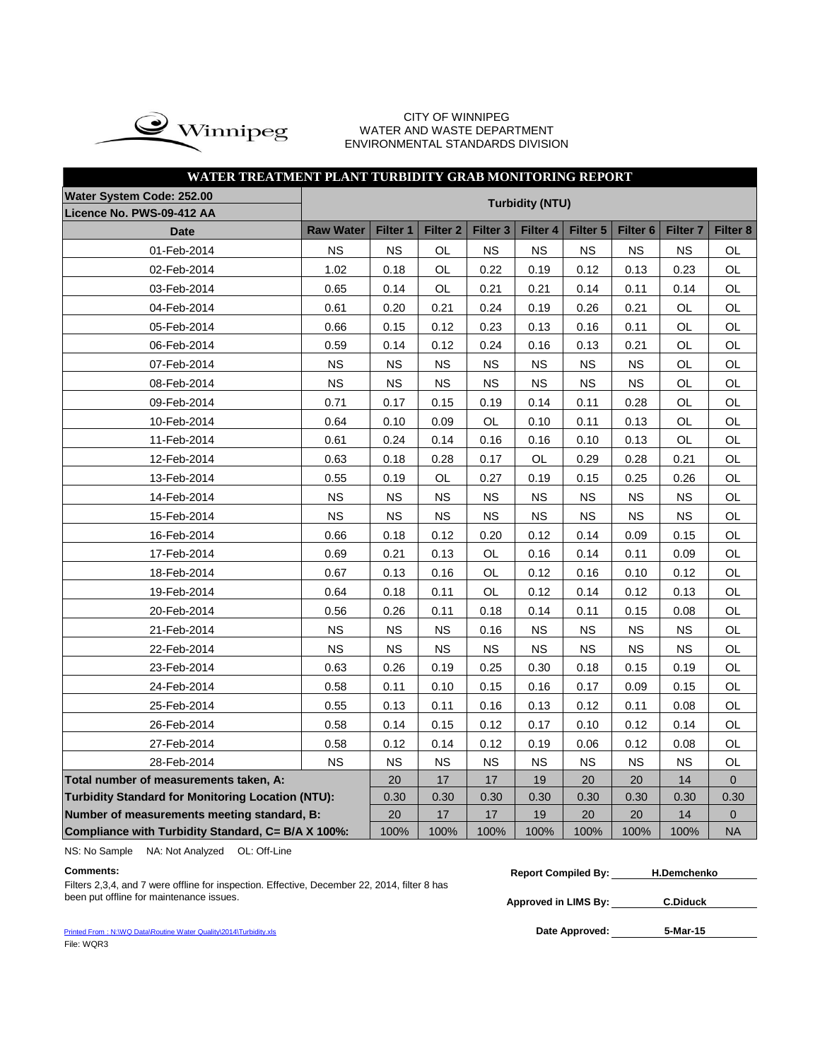CITY OF WINNIPEG
WATER AND WASTE DEPARTMENT
ENVIRONMENTAL STANDARDS DIVISION

## WATER TREATMENT PLANT TURBIDITY GRAB MONITORING REPORT

| Water System Code: 252.00<br>Licence No. PWS-09-412 AA | Turbidity (NTU) | | | | | | | | |
|---|---|---|---|---|---|---|---|---|---|
| **Date** | **Raw Water** | **Filter 1** | **Filter 2** | **Filter 3** | **Filter 4** | **Filter 5** | **Filter 6** | **Filter 7** | **Filter 8** |
| 01-Feb-2014 | NS | NS | OL | NS | NS | NS | NS | NS | OL |
| 02-Feb-2014 | 1.02 | 0.18 | OL | 0.22 | 0.19 | 0.12 | 0.13 | 0.23 | OL |
| 03-Feb-2014 | 0.65 | 0.14 | OL | 0.21 | 0.21 | 0.14 | 0.11 | 0.14 | OL |
| 04-Feb-2014 | 0.61 | 0.20 | 0.21 | 0.24 | 0.19 | 0.26 | 0.21 | OL | OL |
| 05-Feb-2014 | 0.66 | 0.15 | 0.12 | 0.23 | 0.13 | 0.16 | 0.11 | OL | OL |
| 06-Feb-2014 | 0.59 | 0.14 | 0.12 | 0.24 | 0.16 | 0.13 | 0.21 | OL | OL |
| 07-Feb-2014 | NS | NS | NS | NS | NS | NS | NS | OL | OL |
| 08-Feb-2014 | NS | NS | NS | NS | NS | NS | NS | OL | OL |
| 09-Feb-2014 | 0.71 | 0.17 | 0.15 | 0.19 | 0.14 | 0.11 | 0.28 | OL | OL |
| 10-Feb-2014 | 0.64 | 0.10 | 0.09 | OL | 0.10 | 0.11 | 0.13 | OL | OL |
| 11-Feb-2014 | 0.61 | 0.24 | 0.14 | 0.16 | 0.16 | 0.10 | 0.13 | OL | OL |
| 12-Feb-2014 | 0.63 | 0.18 | 0.28 | 0.17 | OL | 0.29 | 0.28 | 0.21 | OL |
| 13-Feb-2014 | 0.55 | 0.19 | OL | 0.27 | 0.19 | 0.15 | 0.25 | 0.26 | OL |
| 14-Feb-2014 | NS | NS | NS | NS | NS | NS | NS | NS | OL |
| 15-Feb-2014 | NS | NS | NS | NS | NS | NS | NS | NS | OL |
| 16-Feb-2014 | 0.66 | 0.18 | 0.12 | 0.20 | 0.12 | 0.14 | 0.09 | 0.15 | OL |
| 17-Feb-2014 | 0.69 | 0.21 | 0.13 | OL | 0.16 | 0.14 | 0.11 | 0.09 | OL |
| 18-Feb-2014 | 0.67 | 0.13 | 0.16 | OL | 0.12 | 0.16 | 0.10 | 0.12 | OL |
| 19-Feb-2014 | 0.64 | 0.18 | 0.11 | OL | 0.12 | 0.14 | 0.12 | 0.13 | OL |
| 20-Feb-2014 | 0.56 | 0.26 | 0.11 | 0.18 | 0.14 | 0.11 | 0.15 | 0.08 | OL |
| 21-Feb-2014 | NS | NS | NS | 0.16 | NS | NS | NS | NS | OL |
| 22-Feb-2014 | NS | NS | NS | NS | NS | NS | NS | NS | OL |
| 23-Feb-2014 | 0.63 | 0.26 | 0.19 | 0.25 | 0.30 | 0.18 | 0.15 | 0.19 | OL |
| 24-Feb-2014 | 0.58 | 0.11 | 0.10 | 0.15 | 0.16 | 0.17 | 0.09 | 0.15 | OL |
| 25-Feb-2014 | 0.55 | 0.13 | 0.11 | 0.16 | 0.13 | 0.12 | 0.11 | 0.08 | OL |
| 26-Feb-2014 | 0.58 | 0.14 | 0.15 | 0.12 | 0.17 | 0.10 | 0.12 | 0.14 | OL |
| 27-Feb-2014 | 0.58 | 0.12 | 0.14 | 0.12 | 0.19 | 0.06 | 0.12 | 0.08 | OL |
| 28-Feb-2014 | NS | NS | NS | NS | NS | NS | NS | NS | OL |
| **Total number of measurements taken, A:** | | 20 | 17 | 17 | 19 | 20 | 20 | 14 | 0 |
| **Turbidity Standard for Monitoring Location (NTU):** | | 0.30 | 0.30 | 0.30 | 0.30 | 0.30 | 0.30 | 0.30 | 0.30 |
| **Number of measurements meeting standard, B:** | | 20 | 17 | 17 | 19 | 20 | 20 | 14 | 0 |
| **Compliance with Turbidity Standard, C= B/A X 100%:** | | 100% | 100% | 100% | 100% | 100% | 100% | 100% | NA |

NS: No Sample NA: Not Analyzed OL: Off-Line

**Comments:**

Filters 2,3,4, and 7 were offline for inspection. Effective, December 22, 2014, filter 8 has been put offline for maintenance issues.

**Report Compiled By:** H.Demchenko

**Approved in LIMS By:** C.Diduck

**Date Approved:** 5-Mar-15

Printed From : N:\WQ Data\Routine Water Quality\2014\Turbidity.xls
File: WQR3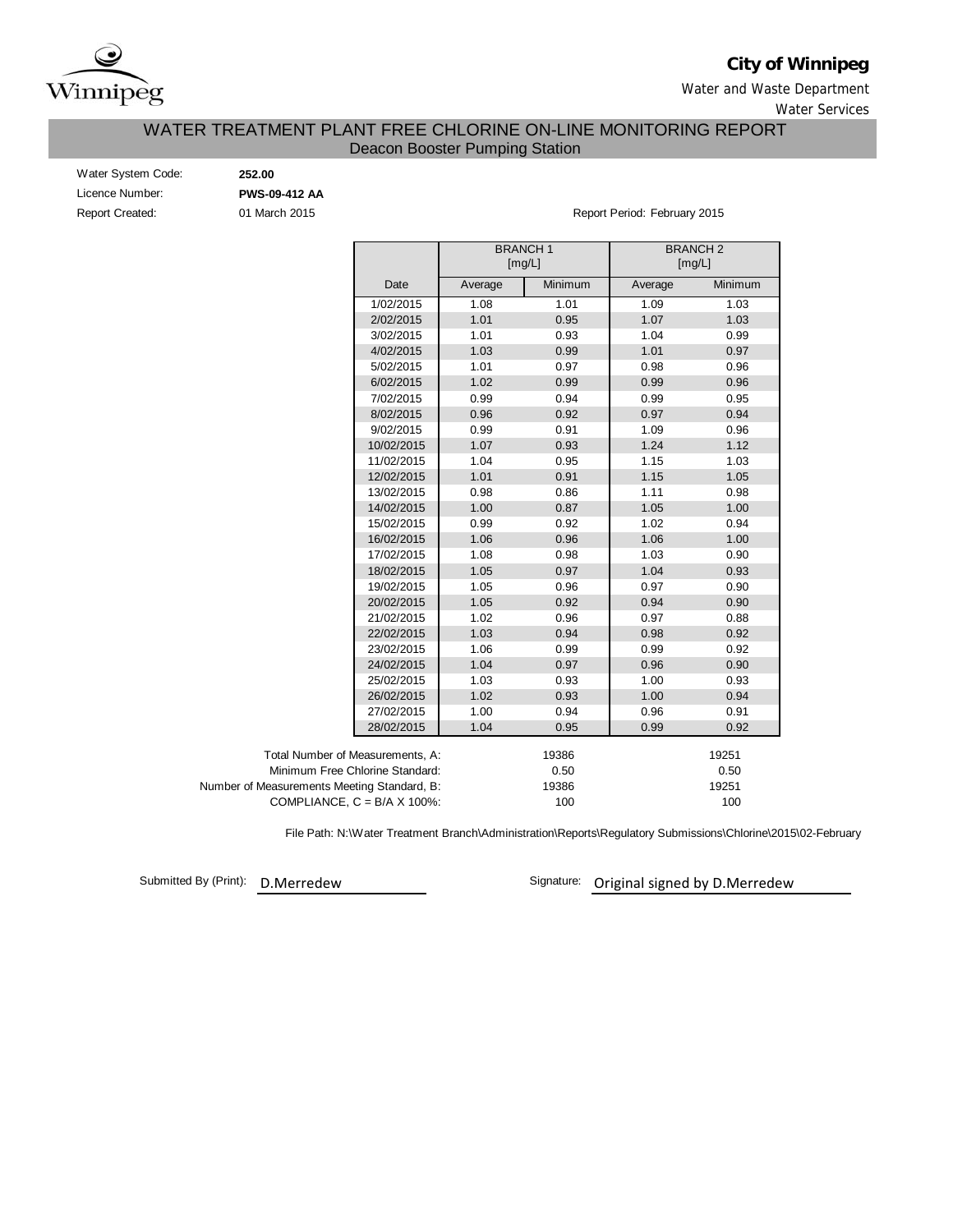**City of Winnipeg**

Water and Waste Department

Water Services

# WATER TREATMENT PLANT FREE CHLORINE ON-LINE MONITORING REPORT

## Deacon Booster Pumping Station

Water System Code: **252.00**

Licence Number: **PWS-09-412 AA**

Report Created: 01 March 2015

Report Period: February 2015

| | BRANCH 1 [mg/L] | | BRANCH 2 [mg/L] | |
|---|---|---|---|---|
| Date | Average | Minimum | Average | Minimum |
| 1/02/2015 | 1.08 | 1.01 | 1.09 | 1.03 |
| 2/02/2015 | 1.01 | 0.95 | 1.07 | 1.03 |
| 3/02/2015 | 1.01 | 0.93 | 1.04 | 0.99 |
| 4/02/2015 | 1.03 | 0.99 | 1.01 | 0.97 |
| 5/02/2015 | 1.01 | 0.97 | 0.98 | 0.96 |
| 6/02/2015 | 1.02 | 0.99 | 0.99 | 0.96 |
| 7/02/2015 | 0.99 | 0.94 | 0.99 | 0.95 |
| 8/02/2015 | 0.96 | 0.92 | 0.97 | 0.94 |
| 9/02/2015 | 0.99 | 0.91 | 1.09 | 0.96 |
| 10/02/2015 | 1.07 | 0.93 | 1.24 | 1.12 |
| 11/02/2015 | 1.04 | 0.95 | 1.15 | 1.03 |
| 12/02/2015 | 1.01 | 0.91 | 1.15 | 1.05 |
| 13/02/2015 | 0.98 | 0.86 | 1.11 | 0.98 |
| 14/02/2015 | 1.00 | 0.87 | 1.05 | 1.00 |
| 15/02/2015 | 0.99 | 0.92 | 1.02 | 0.94 |
| 16/02/2015 | 1.06 | 0.96 | 1.06 | 1.00 |
| 17/02/2015 | 1.08 | 0.98 | 1.03 | 0.90 |
| 18/02/2015 | 1.05 | 0.97 | 1.04 | 0.93 |
| 19/02/2015 | 1.05 | 0.96 | 0.97 | 0.90 |
| 20/02/2015 | 1.05 | 0.92 | 0.94 | 0.90 |
| 21/02/2015 | 1.02 | 0.96 | 0.97 | 0.88 |
| 22/02/2015 | 1.03 | 0.94 | 0.98 | 0.92 |
| 23/02/2015 | 1.06 | 0.99 | 0.99 | 0.92 |
| 24/02/2015 | 1.04 | 0.97 | 0.96 | 0.90 |
| 25/02/2015 | 1.03 | 0.93 | 1.00 | 0.93 |
| 26/02/2015 | 1.02 | 0.93 | 1.00 | 0.94 |
| 27/02/2015 | 1.00 | 0.94 | 0.96 | 0.91 |
| 28/02/2015 | 1.04 | 0.95 | 0.99 | 0.92 |

| | BRANCH 1 | BRANCH 2 |
|---|---|---|
| Total Number of Measurements, A: | 19386 | 19251 |
| Minimum Free Chlorine Standard: | 0.50 | 0.50 |
| Number of Measurements Meeting Standard, B: | 19386 | 19251 |
| COMPLIANCE, C = B/A X 100%: | 100 | 100 |

File Path: N:\Water Treatment Branch\Administration\Reports\Regulatory Submissions\Chlorine\2015\02-February

Submitted By (Print): D.Merredew

Signature: Original signed by D.Merredew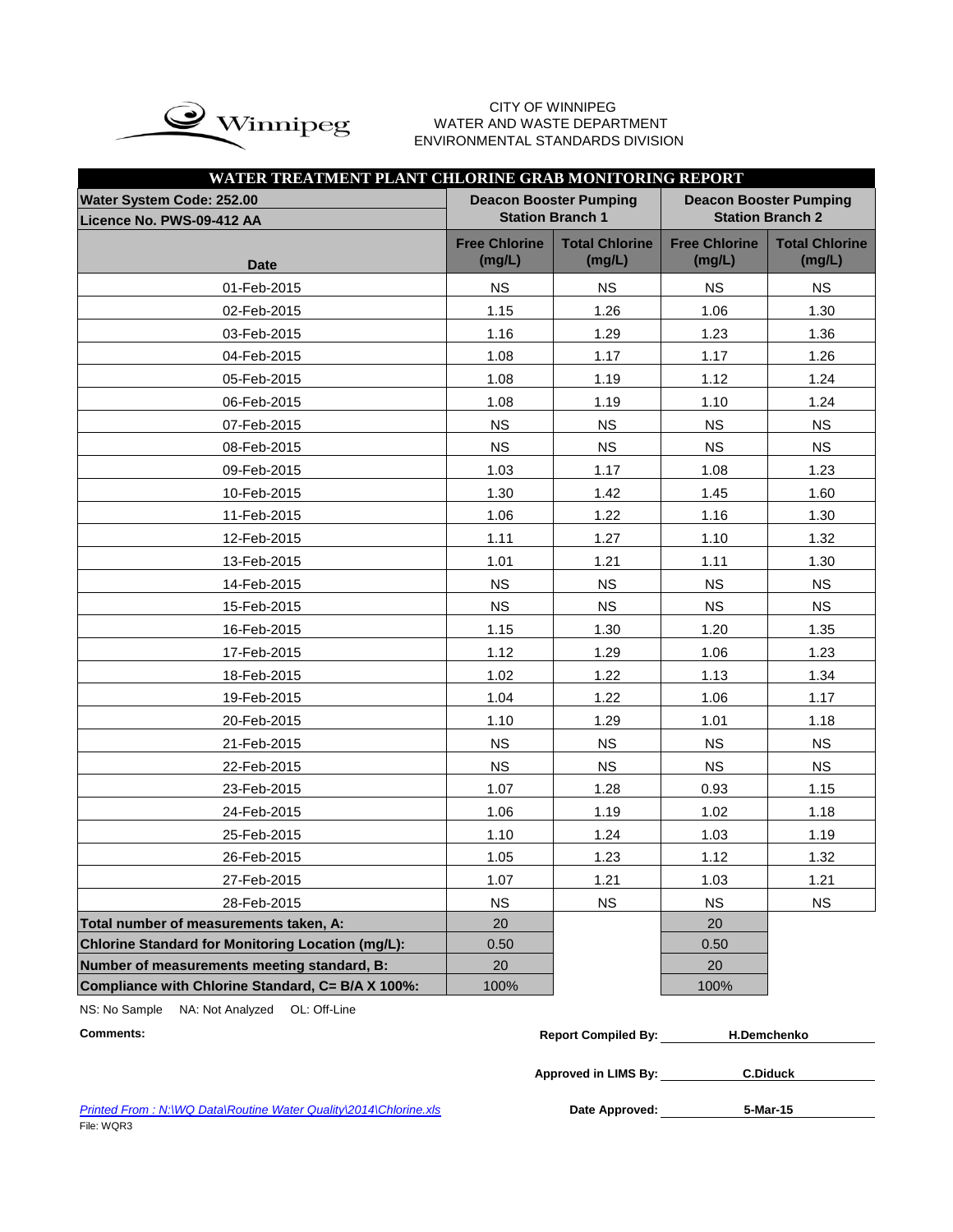CITY OF WINNIPEG
WATER AND WASTE DEPARTMENT
ENVIRONMENTAL STANDARDS DIVISION

## WATER TREATMENT PLANT CHLORINE GRAB MONITORING REPORT

| Water System Code: 252.00 / Licence No. PWS-09-412 AA | Deacon Booster Pumping Station Branch 1 | | Deacon Booster Pumping Station Branch 2 | |
|---|---|---|---|---|
| Date | Free Chlorine (mg/L) | Total Chlorine (mg/L) | Free Chlorine (mg/L) | Total Chlorine (mg/L) |
| 01-Feb-2015 | NS | NS | NS | NS |
| 02-Feb-2015 | 1.15 | 1.26 | 1.06 | 1.30 |
| 03-Feb-2015 | 1.16 | 1.29 | 1.23 | 1.36 |
| 04-Feb-2015 | 1.08 | 1.17 | 1.17 | 1.26 |
| 05-Feb-2015 | 1.08 | 1.19 | 1.12 | 1.24 |
| 06-Feb-2015 | 1.08 | 1.19 | 1.10 | 1.24 |
| 07-Feb-2015 | NS | NS | NS | NS |
| 08-Feb-2015 | NS | NS | NS | NS |
| 09-Feb-2015 | 1.03 | 1.17 | 1.08 | 1.23 |
| 10-Feb-2015 | 1.30 | 1.42 | 1.45 | 1.60 |
| 11-Feb-2015 | 1.06 | 1.22 | 1.16 | 1.30 |
| 12-Feb-2015 | 1.11 | 1.27 | 1.10 | 1.32 |
| 13-Feb-2015 | 1.01 | 1.21 | 1.11 | 1.30 |
| 14-Feb-2015 | NS | NS | NS | NS |
| 15-Feb-2015 | NS | NS | NS | NS |
| 16-Feb-2015 | 1.15 | 1.30 | 1.20 | 1.35 |
| 17-Feb-2015 | 1.12 | 1.29 | 1.06 | 1.23 |
| 18-Feb-2015 | 1.02 | 1.22 | 1.13 | 1.34 |
| 19-Feb-2015 | 1.04 | 1.22 | 1.06 | 1.17 |
| 20-Feb-2015 | 1.10 | 1.29 | 1.01 | 1.18 |
| 21-Feb-2015 | NS | NS | NS | NS |
| 22-Feb-2015 | NS | NS | NS | NS |
| 23-Feb-2015 | 1.07 | 1.28 | 0.93 | 1.15 |
| 24-Feb-2015 | 1.06 | 1.19 | 1.02 | 1.18 |
| 25-Feb-2015 | 1.10 | 1.24 | 1.03 | 1.19 |
| 26-Feb-2015 | 1.05 | 1.23 | 1.12 | 1.32 |
| 27-Feb-2015 | 1.07 | 1.21 | 1.03 | 1.21 |
| 28-Feb-2015 | NS | NS | NS | NS |
| **Total number of measurements taken, A:** | 20 | | 20 | |
| **Chlorine Standard for Monitoring Location (mg/L):** | 0.50 | | 0.50 | |
| **Number of measurements meeting standard, B:** | 20 | | 20 | |
| **Compliance with Chlorine Standard, C= B/A X 100%:** | 100% | | 100% | |

NS: No Sample NA: Not Analyzed OL: Off-Line

**Comments:**

**Report Compiled By:** H.Demchenko

**Approved in LIMS By:** C.Diduck

**Date Approved:** 5-Mar-15

*Printed From : N:\WQ Data\Routine Water Quality\2014\Chlorine.xls*
File: WQR3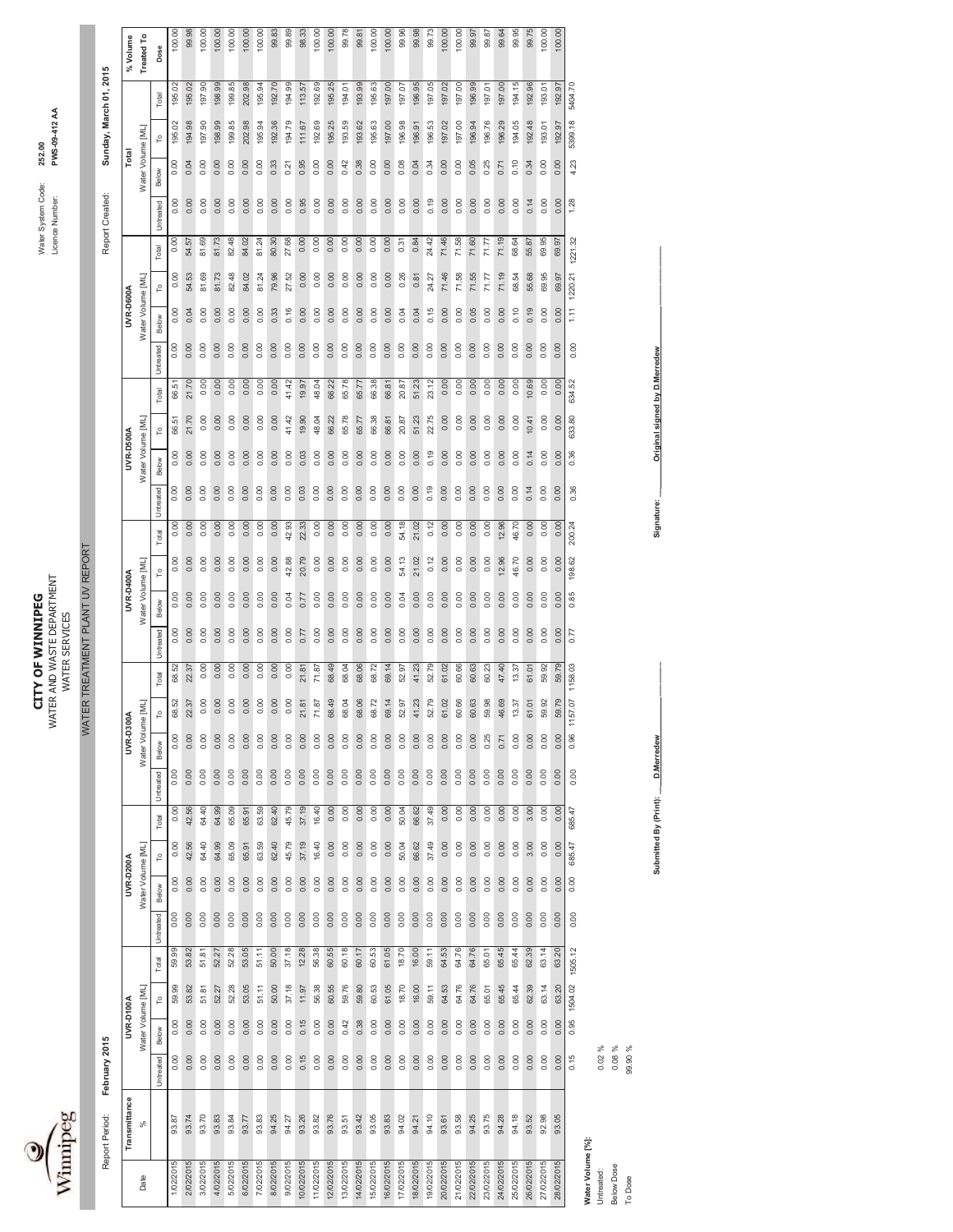# CITY OF WINNIPEG

WATER AND WASTE DEPARTMENT
WATER SERVICES

Water System Code: **252.00**
Licence Number: **PWS-09-412 AA**

## WATER TREATMENT PLANT UV REPORT

Report Period: **February 2015**

Report Created: **Sunday, March 01, 2015**

| Date | Transmittance % | UVR-D100A Water Volume [ML] | | | | UVR-D200A Water Volume [ML] | | | | UVR-D300A Water Volume [ML] | | | | UVR-D400A Water Volume [ML] | | | | UVR-D500A Water Volume [ML] | | | | UVR-D600A Water Volume [ML] | | | | Total Water Volume [ML] | | | | % Volume Treated To Dose |
|---|---|---|---|---|---|---|---|---|---|---|---|---|---|---|---|---|---|---|---|---|---|---|---|---|---|---|---|---|---|---|---|---|
| | | Untreated | Below | To | Total | Untreated | Below | To | Total | Untreated | Below | To | Total | Untreated | Below | To | Total | Untreated | Below | To | Total | Untreated | Below | To | Total | Untreated | Below | To | Total | |
| 1/02/2015 | 93.87 | 0.00 | 0.00 | 59.99 | 59.99 | 0.00 | 0.00 | 0.00 | 0.00 | 0.00 | 0.00 | 68.52 | 68.52 | 0.00 | 0.00 | 0.00 | 0.00 | 0.00 | 0.00 | 66.51 | 66.51 | 0.00 | 0.00 | 0.00 | 0.00 | 0.00 | 0.00 | 195.02 | 195.02 | 100.00 |
| 2/02/2015 | 93.74 | 0.00 | 0.00 | 53.82 | 53.82 | 0.00 | 0.00 | 42.56 | 42.56 | 0.00 | 0.00 | 22.37 | 22.37 | 0.00 | 0.00 | 0.00 | 0.00 | 0.00 | 0.00 | 21.70 | 21.70 | 0.00 | 0.04 | 54.53 | 54.57 | 0.00 | 0.04 | 194.98 | 195.02 | 99.98 |
| 3/02/2015 | 93.70 | 0.00 | 0.00 | 51.81 | 51.81 | 0.00 | 0.00 | 64.40 | 64.40 | 0.00 | 0.00 | 0.00 | 0.00 | 0.00 | 0.00 | 0.00 | 0.00 | 0.00 | 0.00 | 0.00 | 0.00 | 0.00 | 0.00 | 81.69 | 81.69 | 0.00 | 0.00 | 197.90 | 197.90 | 100.00 |
| 4/02/2015 | 93.83 | 0.00 | 0.00 | 52.27 | 52.27 | 0.00 | 0.00 | 64.99 | 64.99 | 0.00 | 0.00 | 0.00 | 0.00 | 0.00 | 0.00 | 0.00 | 0.00 | 0.00 | 0.00 | 0.00 | 0.00 | 0.00 | 0.00 | 81.73 | 81.73 | 0.00 | 0.00 | 198.99 | 198.99 | 100.00 |
| 5/02/2015 | 93.84 | 0.00 | 0.00 | 52.28 | 52.28 | 0.00 | 0.00 | 65.09 | 65.09 | 0.00 | 0.00 | 0.00 | 0.00 | 0.00 | 0.00 | 0.00 | 0.00 | 0.00 | 0.00 | 0.00 | 0.00 | 0.00 | 0.00 | 82.48 | 82.48 | 0.00 | 0.00 | 199.85 | 199.85 | 100.00 |
| 6/02/2015 | 93.77 | 0.00 | 0.00 | 53.05 | 53.05 | 0.00 | 0.00 | 65.91 | 65.91 | 0.00 | 0.00 | 0.00 | 0.00 | 0.00 | 0.00 | 0.00 | 0.00 | 0.00 | 0.00 | 0.00 | 0.00 | 0.00 | 0.00 | 84.02 | 84.02 | 0.00 | 0.00 | 202.98 | 202.98 | 100.00 |
| 7/02/2015 | 93.83 | 0.00 | 0.00 | 51.11 | 51.11 | 0.00 | 0.00 | 63.59 | 63.59 | 0.00 | 0.00 | 0.00 | 0.00 | 0.00 | 0.00 | 0.00 | 0.00 | 0.00 | 0.00 | 0.00 | 0.00 | 0.00 | 0.00 | 81.24 | 81.24 | 0.00 | 0.00 | 195.94 | 195.94 | 100.00 |
| 8/02/2015 | 94.25 | 0.00 | 0.00 | 50.00 | 50.00 | 0.00 | 0.00 | 62.40 | 62.40 | 0.00 | 0.00 | 0.00 | 0.00 | 0.00 | 0.00 | 0.00 | 0.00 | 0.00 | 0.00 | 0.00 | 0.00 | 0.00 | 0.33 | 79.96 | 80.30 | 0.00 | 0.33 | 192.36 | 192.70 | 99.83 |
| 9/02/2015 | 94.27 | 0.00 | 0.00 | 37.18 | 37.18 | 0.00 | 0.00 | 45.79 | 45.79 | 0.00 | 0.00 | 0.00 | 0.00 | 0.00 | 0.04 | 42.88 | 42.93 | 0.00 | 0.00 | 41.42 | 41.42 | 0.00 | 0.16 | 27.52 | 27.68 | 0.00 | 0.21 | 194.79 | 194.99 | 99.89 |
| 10/02/2015 | 93.26 | 0.15 | 0.15 | 11.97 | 12.28 | 0.00 | 0.00 | 37.19 | 37.19 | 0.00 | 0.00 | 21.81 | 21.81 | 0.77 | 0.77 | 20.79 | 22.33 | 0.03 | 0.03 | 19.90 | 19.97 | 0.00 | 0.00 | 0.00 | 0.00 | 0.95 | 0.95 | 111.67 | 113.57 | 98.33 |
| 11/02/2015 | 93.82 | 0.00 | 0.00 | 56.38 | 56.38 | 0.00 | 0.00 | 16.40 | 16.40 | 0.00 | 0.00 | 71.87 | 71.87 | 0.00 | 0.00 | 0.00 | 0.00 | 0.00 | 0.00 | 48.04 | 48.04 | 0.00 | 0.00 | 0.00 | 0.00 | 0.00 | 0.00 | 192.69 | 192.69 | 100.00 |
| 12/02/2015 | 93.76 | 0.00 | 0.00 | 60.55 | 60.55 | 0.00 | 0.00 | 0.00 | 0.00 | 0.00 | 0.00 | 68.49 | 68.49 | 0.00 | 0.00 | 0.00 | 0.00 | 0.00 | 0.00 | 66.22 | 66.22 | 0.00 | 0.00 | 0.00 | 0.00 | 0.00 | 0.00 | 195.25 | 195.25 | 100.00 |
| 13/02/2015 | 93.51 | 0.00 | 0.42 | 59.76 | 60.18 | 0.00 | 0.00 | 0.00 | 0.00 | 0.00 | 0.00 | 68.04 | 68.04 | 0.00 | 0.00 | 0.00 | 0.00 | 0.00 | 0.00 | 65.78 | 65.78 | 0.00 | 0.00 | 0.00 | 0.00 | 0.00 | 0.42 | 193.59 | 194.01 | 99.78 |
| 14/02/2015 | 93.42 | 0.00 | 0.38 | 59.80 | 60.17 | 0.00 | 0.00 | 0.00 | 0.00 | 0.00 | 0.00 | 68.06 | 68.06 | 0.00 | 0.00 | 0.00 | 0.00 | 0.00 | 0.00 | 65.77 | 65.77 | 0.00 | 0.00 | 0.00 | 0.00 | 0.00 | 0.38 | 193.62 | 193.99 | 99.81 |
| 15/02/2015 | 93.05 | 0.00 | 0.00 | 60.53 | 60.53 | 0.00 | 0.00 | 0.00 | 0.00 | 0.00 | 0.00 | 68.72 | 68.72 | 0.00 | 0.00 | 0.00 | 0.00 | 0.00 | 0.00 | 66.38 | 66.38 | 0.00 | 0.00 | 0.00 | 0.00 | 0.00 | 0.00 | 195.63 | 195.63 | 100.00 |
| 16/02/2015 | 93.83 | 0.00 | 0.00 | 61.05 | 61.05 | 0.00 | 0.00 | 0.00 | 0.00 | 0.00 | 0.00 | 69.14 | 69.14 | 0.00 | 0.00 | 0.00 | 0.00 | 0.00 | 0.00 | 66.81 | 66.81 | 0.00 | 0.00 | 0.00 | 0.00 | 0.00 | 0.00 | 197.00 | 197.00 | 100.00 |
| 17/02/2015 | 94.02 | 0.00 | 0.00 | 18.70 | 18.70 | 0.00 | 0.00 | 50.04 | 50.04 | 0.00 | 0.00 | 52.97 | 52.97 | 0.00 | 0.04 | 54.13 | 54.18 | 0.00 | 0.00 | 20.87 | 20.87 | 0.00 | 0.04 | 0.26 | 0.31 | 0.00 | 0.08 | 196.98 | 197.07 | 99.96 |
| 18/02/2015 | 94.21 | 0.00 | 0.00 | 16.00 | 16.00 | 0.00 | 0.00 | 66.62 | 66.62 | 0.00 | 0.00 | 41.23 | 41.23 | 0.00 | 0.00 | 21.02 | 21.02 | 0.00 | 0.00 | 51.23 | 51.23 | 0.00 | 0.04 | 0.81 | 0.84 | 0.00 | 0.04 | 196.91 | 196.95 | 99.98 |
| 19/02/2015 | 94.10 | 0.00 | 0.00 | 59.11 | 59.11 | 0.00 | 0.00 | 37.49 | 37.49 | 0.00 | 0.00 | 52.79 | 52.79 | 0.00 | 0.00 | 0.12 | 0.12 | 0.19 | 0.19 | 22.75 | 23.12 | 0.00 | 0.15 | 24.27 | 24.42 | 0.19 | 0.34 | 196.53 | 197.05 | 99.73 |
| 20/02/2015 | 93.61 | 0.00 | 0.00 | 64.53 | 64.53 | 0.00 | 0.00 | 0.00 | 0.00 | 0.00 | 0.00 | 61.02 | 61.02 | 0.00 | 0.00 | 0.00 | 0.00 | 0.00 | 0.00 | 0.00 | 0.00 | 0.00 | 0.00 | 71.46 | 71.46 | 0.00 | 0.00 | 197.02 | 197.02 | 100.00 |
| 21/02/2015 | 93.58 | 0.00 | 0.00 | 64.76 | 64.76 | 0.00 | 0.00 | 0.00 | 0.00 | 0.00 | 0.00 | 60.66 | 60.66 | 0.00 | 0.00 | 0.00 | 0.00 | 0.00 | 0.00 | 0.00 | 0.00 | 0.00 | 0.00 | 71.58 | 71.58 | 0.00 | 0.00 | 197.00 | 197.00 | 100.00 |
| 22/02/2015 | 94.25 | 0.00 | 0.00 | 64.76 | 64.76 | 0.00 | 0.00 | 0.00 | 0.00 | 0.00 | 0.00 | 60.63 | 60.63 | 0.00 | 0.00 | 0.00 | 0.00 | 0.00 | 0.00 | 0.00 | 0.00 | 0.00 | 0.05 | 71.55 | 71.60 | 0.00 | 0.05 | 196.94 | 196.99 | 99.97 |
| 23/02/2015 | 93.75 | 0.00 | 0.00 | 65.01 | 65.01 | 0.00 | 0.00 | 0.00 | 0.00 | 0.00 | 0.25 | 59.98 | 60.23 | 0.00 | 0.00 | 0.00 | 0.00 | 0.00 | 0.00 | 0.00 | 0.00 | 0.00 | 0.00 | 71.77 | 71.77 | 0.00 | 0.25 | 196.76 | 197.01 | 99.87 |
| 24/02/2015 | 94.28 | 0.00 | 0.00 | 65.45 | 65.45 | 0.00 | 0.00 | 0.00 | 0.00 | 0.00 | 0.71 | 46.69 | 47.40 | 0.00 | 0.00 | 12.96 | 12.96 | 0.00 | 0.00 | 0.00 | 0.00 | 0.00 | 0.00 | 71.19 | 71.19 | 0.00 | 0.71 | 196.29 | 197.00 | 99.64 |
| 25/02/2015 | 94.18 | 0.00 | 0.00 | 65.44 | 65.44 | 0.00 | 0.00 | 0.00 | 0.00 | 0.00 | 0.00 | 13.37 | 13.37 | 0.00 | 0.00 | 46.70 | 46.70 | 0.00 | 0.00 | 0.00 | 0.00 | 0.00 | 0.10 | 68.54 | 68.64 | 0.00 | 0.10 | 194.05 | 194.15 | 99.95 |
| 26/02/2015 | 93.52 | 0.00 | 0.00 | 62.39 | 62.39 | 0.00 | 0.00 | 3.00 | 3.00 | 0.00 | 0.00 | 61.01 | 61.01 | 0.00 | 0.00 | 0.00 | 0.00 | 0.14 | 0.14 | 10.41 | 10.69 | 0.00 | 0.19 | 55.68 | 55.87 | 0.14 | 0.34 | 192.48 | 192.96 | 99.75 |
| 27/02/2015 | 92.98 | 0.00 | 0.00 | 63.14 | 63.14 | 0.00 | 0.00 | 0.00 | 0.00 | 0.00 | 0.00 | 59.92 | 59.92 | 0.00 | 0.00 | 0.00 | 0.00 | 0.00 | 0.00 | 0.00 | 0.00 | 0.00 | 0.00 | 69.95 | 69.95 | 0.00 | 0.00 | 193.01 | 193.01 | 100.00 |
| 28/02/2015 | 93.05 | 0.00 | 0.00 | 63.20 | 63.20 | 0.00 | 0.00 | 0.00 | 0.00 | 0.00 | 0.00 | 59.79 | 59.79 | 0.00 | 0.00 | 0.00 | 0.00 | 0.00 | 0.00 | 0.00 | 0.00 | 0.00 | 0.00 | 69.97 | 69.97 | 0.00 | 0.00 | 192.97 | 192.97 | 100.00 |
| | | 0.15 | 0.95 | 1504.02 | 1505.12 | 0.00 | 0.00 | 685.47 | 685.47 | 0.00 | 0.96 | 1157.07 | 1158.03 | 0.77 | 0.85 | 198.62 | 200.24 | 0.36 | 0.36 | 633.80 | 634.52 | 0.00 | 1.11 | 1220.21 | 1221.32 | 1.28 | 4.23 | 5399.18 | 5404.70 | |

**Water Volume [%]:**

| | |
|---|---|
| Untreated: | 0.02 % |
| Below Dose | 0.08 % |
| To Dose | 99.90 % |

Submitted By (Print): D.Merredew

Signature: Original signed by D.Merredew